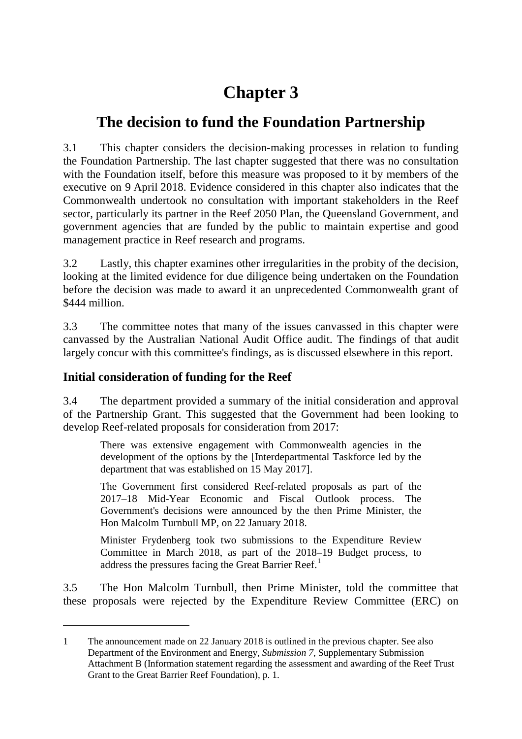# Chapter 3

## The decision to fund the Foundation Partnership

3.1 This chapter considers the decision-making processes in relation to funding the Foundation Partnership. The last chapter suggested that there was no consultation with the Foundation itself, before this measure was proposed to it by members of the executive on 9 April 2018. Evidence considered in this chapter also indicates that the Commonwealth undertook no consultation with important stakeholders in the Reef sector, particularly its partner in the Reef 2050 Plan, the Queensland Government, and government agencies that are funded by the public to maintain expertise and good management practice in Reef research and programs.

3.2 Lastly, this chapter examines other irregularities in the probity of the decision, looking at the limited evidence for due diligence being undertaken on the Foundation before the decision was made to award it an unprecedented Commonwealth grant of $444 million.

3.3 The committee notes that many of the issues canvassed in this chapter were canvassed by the Australian National Audit Office audit. The findings of that audit largely concur with this committee's findings, as is discussed elsewhere in this report.

### Initial consideration of funding for the Reef

3.4 The department provided a summary of the initial consideration and approval of the Partnership Grant. This suggested that the Government had been looking to develop Reef-related proposals for consideration from 2017:

> There was extensive engagement with Commonwealth agencies in the development of the options by the [Interdepartmental Taskforce led by the department that was established on 15 May 2017].
>
> The Government first considered Reef-related proposals as part of the 2017–18 Mid-Year Economic and Fiscal Outlook process. The Government's decisions were announced by the then Prime Minister, the Hon Malcolm Turnbull MP, on 22 January 2018.
>
> Minister Frydenberg took two submissions to the Expenditure Review Committee in March 2018, as part of the 2018–19 Budget process, to address the pressures facing the Great Barrier Reef.[1]

3.5 The Hon Malcolm Turnbull, then Prime Minister, told the committee that these proposals were rejected by the Expenditure Review Committee (ERC) on

---

1 The announcement made on 22 January 2018 is outlined in the previous chapter. See also Department of the Environment and Energy, *Submission 7*, Supplementary Submission Attachment B (Information statement regarding the assessment and awarding of the Reef Trust Grant to the Great Barrier Reef Foundation), p. 1.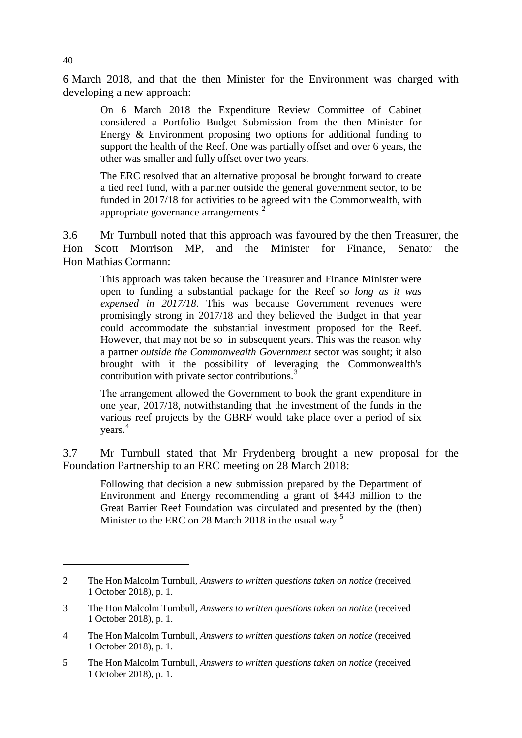6 March 2018, and that the then Minister for the Environment was charged with developing a new approach:

> On 6 March 2018 the Expenditure Review Committee of Cabinet considered a Portfolio Budget Submission from the then Minister for Energy & Environment proposing two options for additional funding to support the health of the Reef. One was partially offset and over 6 years, the other was smaller and fully offset over two years.
>
> The ERC resolved that an alternative proposal be brought forward to create a tied reef fund, with a partner outside the general government sector, to be funded in 2017/18 for activities to be agreed with the Commonwealth, with appropriate governance arrangements.[2]

3.6 Mr Turnbull noted that this approach was favoured by the then Treasurer, the Hon Scott Morrison MP, and the Minister for Finance, Senator the Hon Mathias Cormann:

> This approach was taken because the Treasurer and Finance Minister were open to funding a substantial package for the Reef *so long as it was expensed in 2017/18*. This was because Government revenues were promisingly strong in 2017/18 and they believed the Budget in that year could accommodate the substantial investment proposed for the Reef. However, that may not be so in subsequent years. This was the reason why a partner *outside the Commonwealth Government* sector was sought; it also brought with it the possibility of leveraging the Commonwealth's contribution with private sector contributions.[3]
>
> The arrangement allowed the Government to book the grant expenditure in one year, 2017/18, notwithstanding that the investment of the funds in the various reef projects by the GBRF would take place over a period of six years.[4]

3.7 Mr Turnbull stated that Mr Frydenberg brought a new proposal for the Foundation Partnership to an ERC meeting on 28 March 2018:

> Following that decision a new submission prepared by the Department of Environment and Energy recommending a grant of $443 million to the Great Barrier Reef Foundation was circulated and presented by the (then) Minister to the ERC on 28 March 2018 in the usual way.[5]

---

2 The Hon Malcolm Turnbull, *Answers to written questions taken on notice* (received 1 October 2018), p. 1.

3 The Hon Malcolm Turnbull, *Answers to written questions taken on notice* (received 1 October 2018), p. 1.

4 The Hon Malcolm Turnbull, *Answers to written questions taken on notice* (received 1 October 2018), p. 1.

5 The Hon Malcolm Turnbull, *Answers to written questions taken on notice* (received 1 October 2018), p. 1.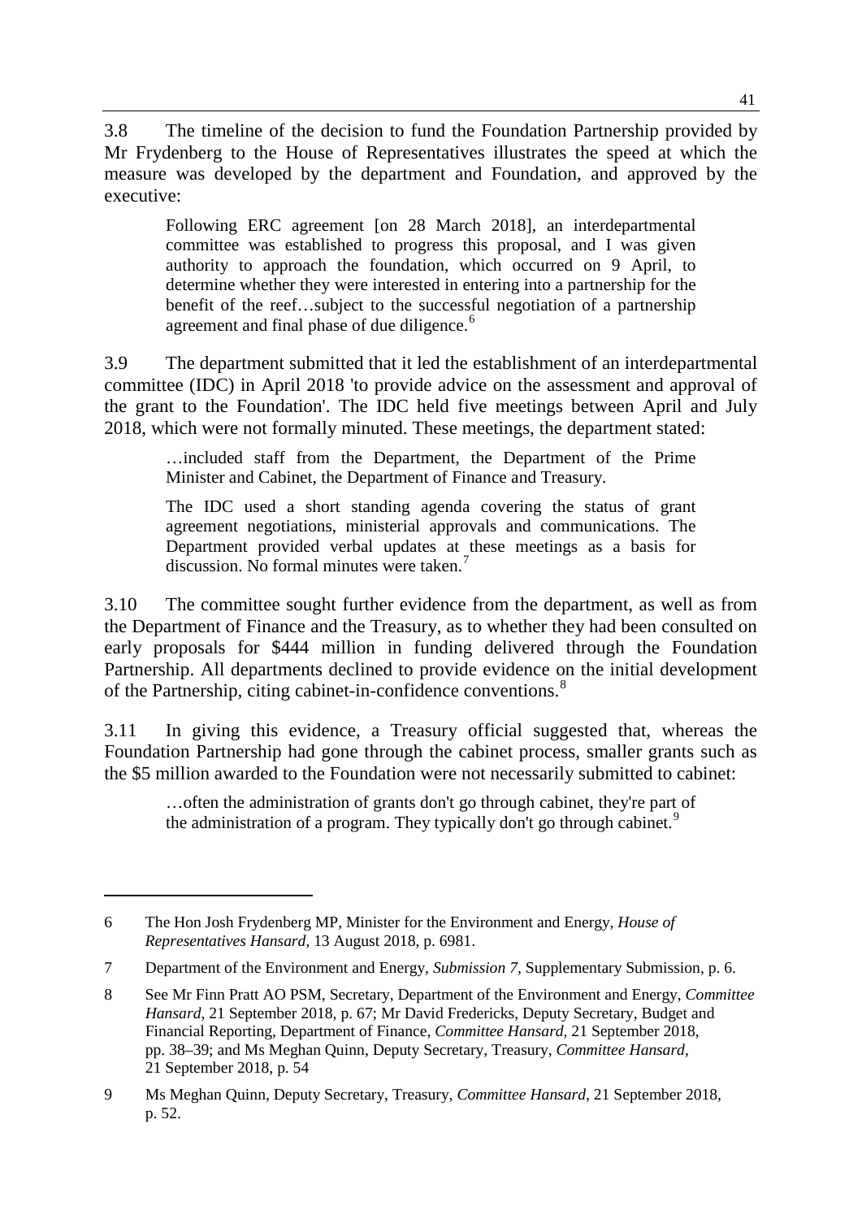3.8 The timeline of the decision to fund the Foundation Partnership provided by Mr Frydenberg to the House of Representatives illustrates the speed at which the measure was developed by the department and Foundation, and approved by the executive:

> Following ERC agreement [on 28 March 2018], an interdepartmental committee was established to progress this proposal, and I was given authority to approach the foundation, which occurred on 9 April, to determine whether they were interested in entering into a partnership for the benefit of the reef…subject to the successful negotiation of a partnership agreement and final phase of due diligence.[6]

3.9 The department submitted that it led the establishment of an interdepartmental committee (IDC) in April 2018 'to provide advice on the assessment and approval of the grant to the Foundation'. The IDC held five meetings between April and July 2018, which were not formally minuted. These meetings, the department stated:

> …included staff from the Department, the Department of the Prime Minister and Cabinet, the Department of Finance and Treasury.
>
> The IDC used a short standing agenda covering the status of grant agreement negotiations, ministerial approvals and communications. The Department provided verbal updates at these meetings as a basis for discussion. No formal minutes were taken.[7]

3.10 The committee sought further evidence from the department, as well as from the Department of Finance and the Treasury, as to whether they had been consulted on early proposals for $444 million in funding delivered through the Foundation Partnership. All departments declined to provide evidence on the initial development of the Partnership, citing cabinet-in-confidence conventions.[8]

3.11 In giving this evidence, a Treasury official suggested that, whereas the Foundation Partnership had gone through the cabinet process, smaller grants such as the $5 million awarded to the Foundation were not necessarily submitted to cabinet:

> …often the administration of grants don't go through cabinet, they're part of the administration of a program. They typically don't go through cabinet.[9]

---

6 The Hon Josh Frydenberg MP, Minister for the Environment and Energy, *House of Representatives Hansard*, 13 August 2018, p. 6981.

7 Department of the Environment and Energy, *Submission 7*, Supplementary Submission, p. 6.

8 See Mr Finn Pratt AO PSM, Secretary, Department of the Environment and Energy, *Committee Hansard*, 21 September 2018, p. 67; Mr David Fredericks, Deputy Secretary, Budget and Financial Reporting, Department of Finance, *Committee Hansard*, 21 September 2018, pp. 38–39; and Ms Meghan Quinn, Deputy Secretary, Treasury, *Committee Hansard*, 21 September 2018, p. 54

9 Ms Meghan Quinn, Deputy Secretary, Treasury, *Committee Hansard*, 21 September 2018, p. 52.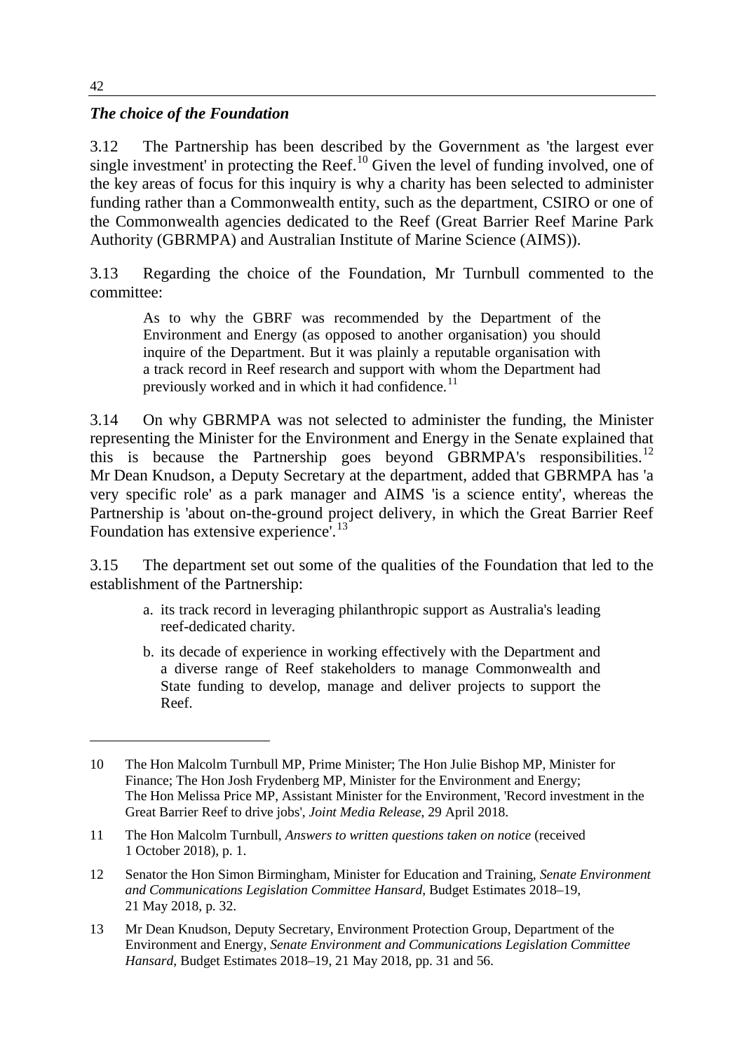### *The choice of the Foundation*

3.12 The Partnership has been described by the Government as 'the largest ever single investment' in protecting the Reef.[10] Given the level of funding involved, one of the key areas of focus for this inquiry is why a charity has been selected to administer funding rather than a Commonwealth entity, such as the department, CSIRO or one of the Commonwealth agencies dedicated to the Reef (Great Barrier Reef Marine Park Authority (GBRMPA) and Australian Institute of Marine Science (AIMS)).

3.13 Regarding the choice of the Foundation, Mr Turnbull commented to the committee:

> As to why the GBRF was recommended by the Department of the Environment and Energy (as opposed to another organisation) you should inquire of the Department. But it was plainly a reputable organisation with a track record in Reef research and support with whom the Department had previously worked and in which it had confidence.[11]

3.14 On why GBRMPA was not selected to administer the funding, the Minister representing the Minister for the Environment and Energy in the Senate explained that this is because the Partnership goes beyond GBRMPA's responsibilities.[12] Mr Dean Knudson, a Deputy Secretary at the department, added that GBRMPA has 'a very specific role' as a park manager and AIMS 'is a science entity', whereas the Partnership is 'about on-the-ground project delivery, in which the Great Barrier Reef Foundation has extensive experience'.[13]

3.15 The department set out some of the qualities of the Foundation that led to the establishment of the Partnership:

> a. its track record in leveraging philanthropic support as Australia's leading reef-dedicated charity.
>
> b. its decade of experience in working effectively with the Department and a diverse range of Reef stakeholders to manage Commonwealth and State funding to develop, manage and deliver projects to support the Reef.

---

10 The Hon Malcolm Turnbull MP, Prime Minister; The Hon Julie Bishop MP, Minister for Finance; The Hon Josh Frydenberg MP, Minister for the Environment and Energy; The Hon Melissa Price MP, Assistant Minister for the Environment, 'Record investment in the Great Barrier Reef to drive jobs', *Joint Media Release*, 29 April 2018.

11 The Hon Malcolm Turnbull, *Answers to written questions taken on notice* (received 1 October 2018), p. 1.

12 Senator the Hon Simon Birmingham, Minister for Education and Training, *Senate Environment and Communications Legislation Committee Hansard*, Budget Estimates 2018–19, 21 May 2018, p. 32.

13 Mr Dean Knudson, Deputy Secretary, Environment Protection Group, Department of the Environment and Energy, *Senate Environment and Communications Legislation Committee Hansard*, Budget Estimates 2018–19, 21 May 2018, pp. 31 and 56.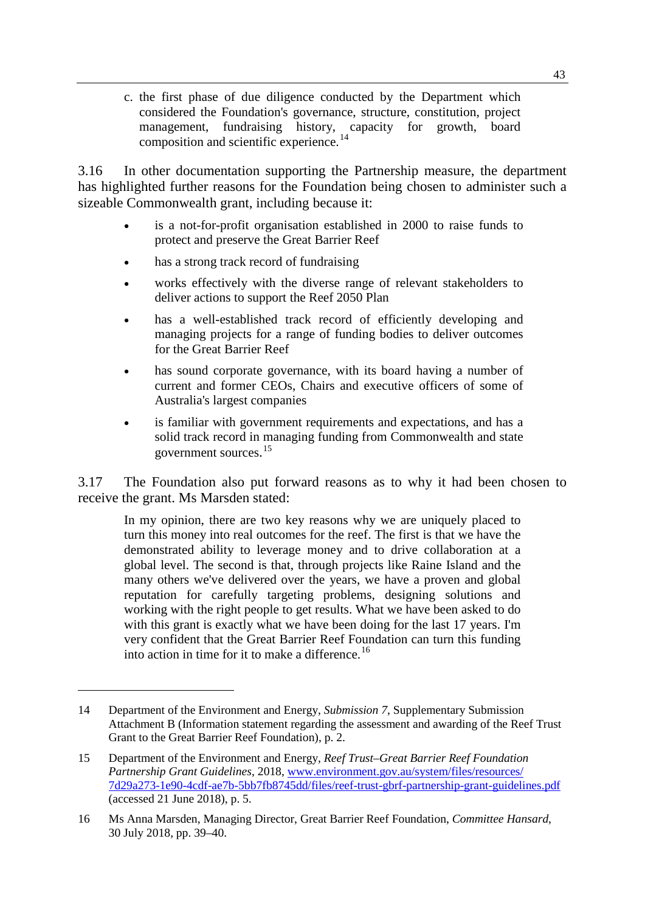c. the first phase of due diligence conducted by the Department which considered the Foundation's governance, structure, constitution, project management, fundraising history, capacity for growth, board composition and scientific experience.[14]

3.16 In other documentation supporting the Partnership measure, the department has highlighted further reasons for the Foundation being chosen to administer such a sizeable Commonwealth grant, including because it:

- is a not-for-profit organisation established in 2000 to raise funds to protect and preserve the Great Barrier Reef
- has a strong track record of fundraising
- works effectively with the diverse range of relevant stakeholders to deliver actions to support the Reef 2050 Plan
- has a well-established track record of efficiently developing and managing projects for a range of funding bodies to deliver outcomes for the Great Barrier Reef
- has sound corporate governance, with its board having a number of current and former CEOs, Chairs and executive officers of some of Australia's largest companies
- is familiar with government requirements and expectations, and has a solid track record in managing funding from Commonwealth and state government sources.[15]

3.17 The Foundation also put forward reasons as to why it had been chosen to receive the grant. Ms Marsden stated:

> In my opinion, there are two key reasons why we are uniquely placed to turn this money into real outcomes for the reef. The first is that we have the demonstrated ability to leverage money and to drive collaboration at a global level. The second is that, through projects like Raine Island and the many others we've delivered over the years, we have a proven and global reputation for carefully targeting problems, designing solutions and working with the right people to get results. What we have been asked to do with this grant is exactly what we have been doing for the last 17 years. I'm very confident that the Great Barrier Reef Foundation can turn this funding into action in time for it to make a difference.[16]

---

14 Department of the Environment and Energy, *Submission 7*, Supplementary Submission Attachment B (Information statement regarding the assessment and awarding of the Reef Trust Grant to the Great Barrier Reef Foundation), p. 2.

15 Department of the Environment and Energy, *Reef Trust–Great Barrier Reef Foundation Partnership Grant Guidelines*, 2018, www.environment.gov.au/system/files/resources/7d29a273-1e90-4cdf-ae7b-5bb7fb8745dd/files/reef-trust-gbrf-partnership-grant-guidelines.pdf (accessed 21 June 2018), p. 5.

16 Ms Anna Marsden, Managing Director, Great Barrier Reef Foundation, *Committee Hansard*, 30 July 2018, pp. 39–40.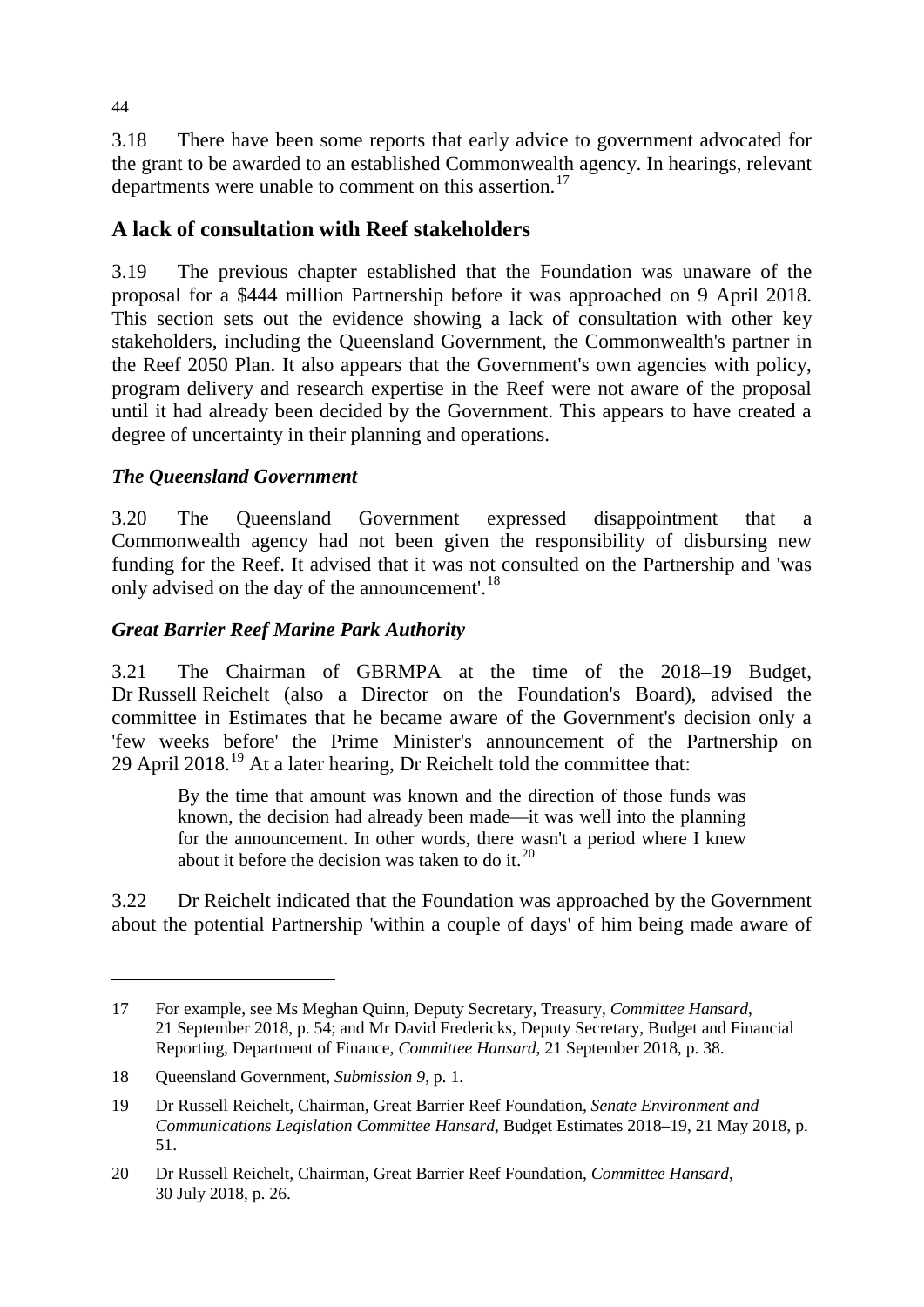3.18 There have been some reports that early advice to government advocated for the grant to be awarded to an established Commonwealth agency. In hearings, relevant departments were unable to comment on this assertion.[17]

## A lack of consultation with Reef stakeholders

3.19 The previous chapter established that the Foundation was unaware of the proposal for a $444 million Partnership before it was approached on 9 April 2018. This section sets out the evidence showing a lack of consultation with other key stakeholders, including the Queensland Government, the Commonwealth's partner in the Reef 2050 Plan. It also appears that the Government's own agencies with policy, program delivery and research expertise in the Reef were not aware of the proposal until it had already been decided by the Government. This appears to have created a degree of uncertainty in their planning and operations.

### *The Queensland Government*

3.20 The Queensland Government expressed disappointment that a Commonwealth agency had not been given the responsibility of disbursing new funding for the Reef. It advised that it was not consulted on the Partnership and 'was only advised on the day of the announcement'.[18]

### *Great Barrier Reef Marine Park Authority*

3.21 The Chairman of GBRMPA at the time of the 2018–19 Budget, Dr Russell Reichelt (also a Director on the Foundation's Board), advised the committee in Estimates that he became aware of the Government's decision only a 'few weeks before' the Prime Minister's announcement of the Partnership on 29 April 2018.[19] At a later hearing, Dr Reichelt told the committee that:

> By the time that amount was known and the direction of those funds was known, the decision had already been made—it was well into the planning for the announcement. In other words, there wasn't a period where I knew about it before the decision was taken to do it.[20]

3.22 Dr Reichelt indicated that the Foundation was approached by the Government about the potential Partnership 'within a couple of days' of him being made aware of

---

17 For example, see Ms Meghan Quinn, Deputy Secretary, Treasury, *Committee Hansard*, 21 September 2018, p. 54; and Mr David Fredericks, Deputy Secretary, Budget and Financial Reporting, Department of Finance, *Committee Hansard*, 21 September 2018, p. 38.

18 Queensland Government, *Submission 9*, p. 1.

19 Dr Russell Reichelt, Chairman, Great Barrier Reef Foundation, *Senate Environment and Communications Legislation Committee Hansard*, Budget Estimates 2018–19, 21 May 2018, p. 51.

20 Dr Russell Reichelt, Chairman, Great Barrier Reef Foundation, *Committee Hansard*, 30 July 2018, p. 26.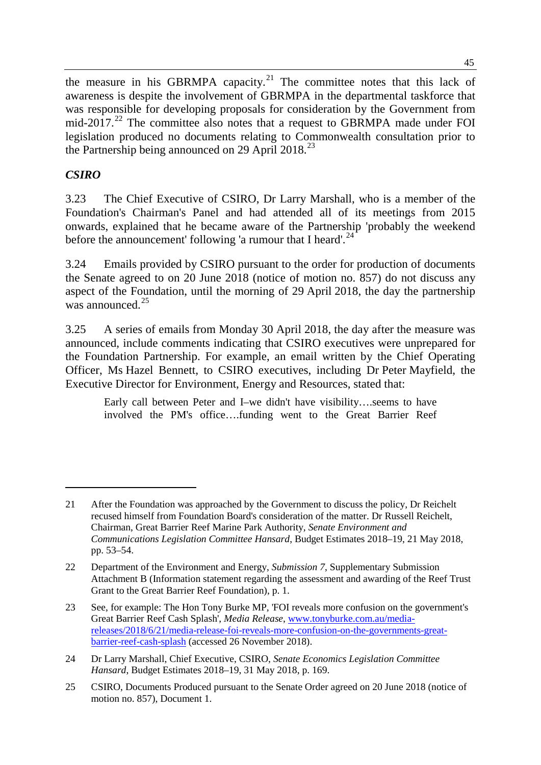the measure in his GBRMPA capacity.[21] The committee notes that this lack of awareness is despite the involvement of GBRMPA in the departmental taskforce that was responsible for developing proposals for consideration by the Government from mid-2017.[22] The committee also notes that a request to GBRMPA made under FOI legislation produced no documents relating to Commonwealth consultation prior to the Partnership being announced on 29 April 2018.[23]

### *CSIRO*

3.23 The Chief Executive of CSIRO, Dr Larry Marshall, who is a member of the Foundation's Chairman's Panel and had attended all of its meetings from 2015 onwards, explained that he became aware of the Partnership 'probably the weekend before the announcement' following 'a rumour that I heard'.[24]

3.24 Emails provided by CSIRO pursuant to the order for production of documents the Senate agreed to on 20 June 2018 (notice of motion no. 857) do not discuss any aspect of the Foundation, until the morning of 29 April 2018, the day the partnership was announced.[25]

3.25 A series of emails from Monday 30 April 2018, the day after the measure was announced, include comments indicating that CSIRO executives were unprepared for the Foundation Partnership. For example, an email written by the Chief Operating Officer, Ms Hazel Bennett, to CSIRO executives, including Dr Peter Mayfield, the Executive Director for Environment, Energy and Resources, stated that:

> Early call between Peter and I–we didn't have visibility….seems to have involved the PM's office….funding went to the Great Barrier Reef

---

21 After the Foundation was approached by the Government to discuss the policy, Dr Reichelt recused himself from Foundation Board's consideration of the matter. Dr Russell Reichelt, Chairman, Great Barrier Reef Marine Park Authority, *Senate Environment and Communications Legislation Committee Hansard*, Budget Estimates 2018–19, 21 May 2018, pp. 53–54.

22 Department of the Environment and Energy, *Submission 7*, Supplementary Submission Attachment B (Information statement regarding the assessment and awarding of the Reef Trust Grant to the Great Barrier Reef Foundation), p. 1.

23 See, for example: The Hon Tony Burke MP, 'FOI reveals more confusion on the government's Great Barrier Reef Cash Splash', *Media Release*, www.tonyburke.com.au/media-releases/2018/6/21/media-release-foi-reveals-more-confusion-on-the-governments-great-barrier-reef-cash-splash (accessed 26 November 2018).

24 Dr Larry Marshall, Chief Executive, CSIRO, *Senate Economics Legislation Committee Hansard*, Budget Estimates 2018–19, 31 May 2018, p. 169.

25 CSIRO, Documents Produced pursuant to the Senate Order agreed on 20 June 2018 (notice of motion no. 857), Document 1.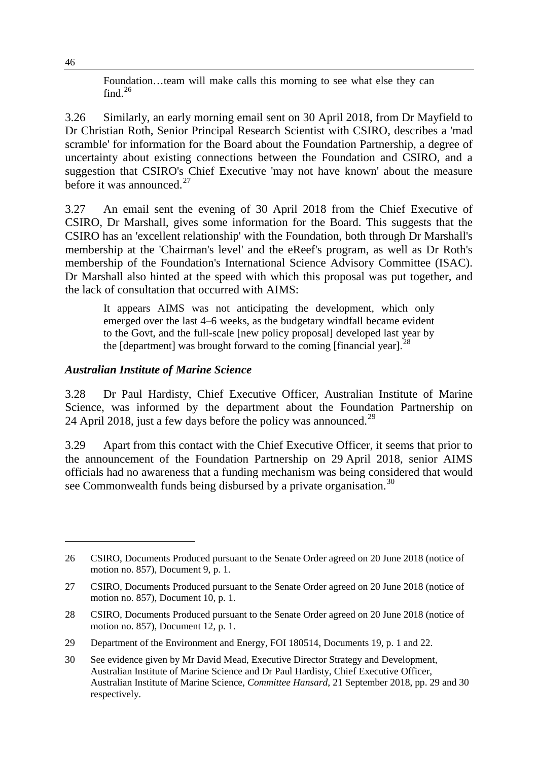> Foundation…team will make calls this morning to see what else they can find.[26]

3.26 Similarly, an early morning email sent on 30 April 2018, from Dr Mayfield to Dr Christian Roth, Senior Principal Research Scientist with CSIRO, describes a 'mad scramble' for information for the Board about the Foundation Partnership, a degree of uncertainty about existing connections between the Foundation and CSIRO, and a suggestion that CSIRO's Chief Executive 'may not have known' about the measure before it was announced.[27]

3.27 An email sent the evening of 30 April 2018 from the Chief Executive of CSIRO, Dr Marshall, gives some information for the Board. This suggests that the CSIRO has an 'excellent relationship' with the Foundation, both through Dr Marshall's membership at the 'Chairman's level' and the eReef's program, as well as Dr Roth's membership of the Foundation's International Science Advisory Committee (ISAC). Dr Marshall also hinted at the speed with which this proposal was put together, and the lack of consultation that occurred with AIMS:

> It appears AIMS was not anticipating the development, which only emerged over the last 4–6 weeks, as the budgetary windfall became evident to the Govt, and the full-scale [new policy proposal] developed last year by the [department] was brought forward to the coming [financial year].[28]

### *Australian Institute of Marine Science*

3.28 Dr Paul Hardisty, Chief Executive Officer, Australian Institute of Marine Science, was informed by the department about the Foundation Partnership on 24 April 2018, just a few days before the policy was announced.[29]

3.29 Apart from this contact with the Chief Executive Officer, it seems that prior to the announcement of the Foundation Partnership on 29 April 2018, senior AIMS officials had no awareness that a funding mechanism was being considered that would see Commonwealth funds being disbursed by a private organisation.[30]

---

26 CSIRO, Documents Produced pursuant to the Senate Order agreed on 20 June 2018 (notice of motion no. 857), Document 9, p. 1.

27 CSIRO, Documents Produced pursuant to the Senate Order agreed on 20 June 2018 (notice of motion no. 857), Document 10, p. 1.

28 CSIRO, Documents Produced pursuant to the Senate Order agreed on 20 June 2018 (notice of motion no. 857), Document 12, p. 1.

29 Department of the Environment and Energy, FOI 180514, Documents 19, p. 1 and 22.

30 See evidence given by Mr David Mead, Executive Director Strategy and Development, Australian Institute of Marine Science and Dr Paul Hardisty, Chief Executive Officer, Australian Institute of Marine Science, *Committee Hansard*, 21 September 2018, pp. 29 and 30 respectively.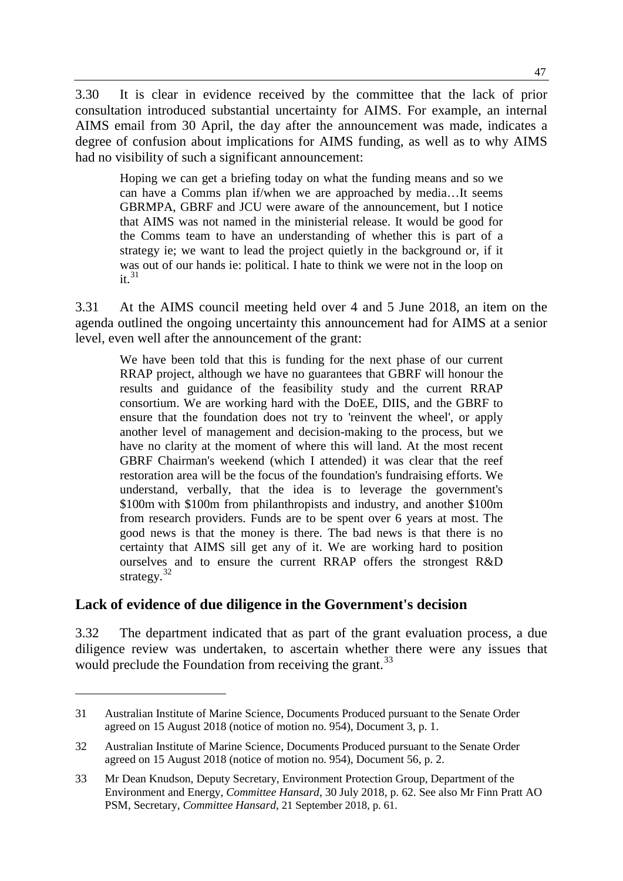3.30 It is clear in evidence received by the committee that the lack of prior consultation introduced substantial uncertainty for AIMS. For example, an internal AIMS email from 30 April, the day after the announcement was made, indicates a degree of confusion about implications for AIMS funding, as well as to why AIMS had no visibility of such a significant announcement:

> Hoping we can get a briefing today on what the funding means and so we can have a Comms plan if/when we are approached by media…It seems GBRMPA, GBRF and JCU were aware of the announcement, but I notice that AIMS was not named in the ministerial release. It would be good for the Comms team to have an understanding of whether this is part of a strategy ie; we want to lead the project quietly in the background or, if it was out of our hands ie: political. I hate to think we were not in the loop on it.[31]

3.31 At the AIMS council meeting held over 4 and 5 June 2018, an item on the agenda outlined the ongoing uncertainty this announcement had for AIMS at a senior level, even well after the announcement of the grant:

> We have been told that this is funding for the next phase of our current RRAP project, although we have no guarantees that GBRF will honour the results and guidance of the feasibility study and the current RRAP consortium. We are working hard with the DoEE, DIIS, and the GBRF to ensure that the foundation does not try to 'reinvent the wheel', or apply another level of management and decision-making to the process, but we have no clarity at the moment of where this will land. At the most recent GBRF Chairman's weekend (which I attended) it was clear that the reef restoration area will be the focus of the foundation's fundraising efforts. We understand, verbally, that the idea is to leverage the government's \$100m with \$100m from philanthropists and industry, and another \$100m from research providers. Funds are to be spent over 6 years at most. The good news is that the money is there. The bad news is that there is no certainty that AIMS sill get any of it. We are working hard to position ourselves and to ensure the current RRAP offers the strongest R&D strategy.[32]

## Lack of evidence of due diligence in the Government's decision

3.32 The department indicated that as part of the grant evaluation process, a due diligence review was undertaken, to ascertain whether there were any issues that would preclude the Foundation from receiving the grant.[33]

---

31 Australian Institute of Marine Science, Documents Produced pursuant to the Senate Order agreed on 15 August 2018 (notice of motion no. 954), Document 3, p. 1.

32 Australian Institute of Marine Science, Documents Produced pursuant to the Senate Order agreed on 15 August 2018 (notice of motion no. 954), Document 56, p. 2.

33 Mr Dean Knudson, Deputy Secretary, Environment Protection Group, Department of the Environment and Energy, *Committee Hansard*, 30 July 2018, p. 62. See also Mr Finn Pratt AO PSM, Secretary, *Committee Hansard*, 21 September 2018, p. 61.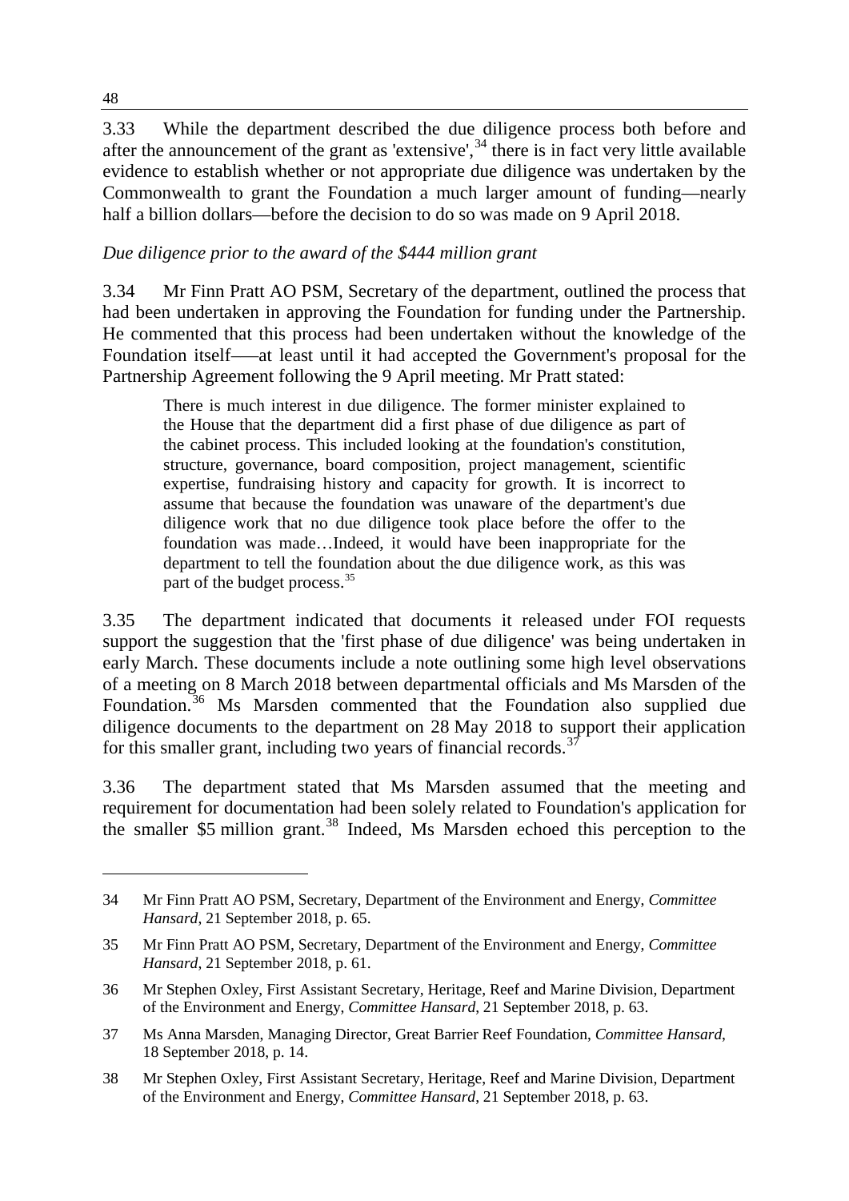3.33 While the department described the due diligence process both before and after the announcement of the grant as 'extensive',[34] there is in fact very little available evidence to establish whether or not appropriate due diligence was undertaken by the Commonwealth to grant the Foundation a much larger amount of funding—nearly half a billion dollars—before the decision to do so was made on 9 April 2018.

*Due diligence prior to the award of the $444 million grant*

3.34 Mr Finn Pratt AO PSM, Secretary of the department, outlined the process that had been undertaken in approving the Foundation for funding under the Partnership. He commented that this process had been undertaken without the knowledge of the Foundation itself—–at least until it had accepted the Government's proposal for the Partnership Agreement following the 9 April meeting. Mr Pratt stated:

> There is much interest in due diligence. The former minister explained to the House that the department did a first phase of due diligence as part of the cabinet process. This included looking at the foundation's constitution, structure, governance, board composition, project management, scientific expertise, fundraising history and capacity for growth. It is incorrect to assume that because the foundation was unaware of the department's due diligence work that no due diligence took place before the offer to the foundation was made…Indeed, it would have been inappropriate for the department to tell the foundation about the due diligence work, as this was part of the budget process.[35]

3.35 The department indicated that documents it released under FOI requests support the suggestion that the 'first phase of due diligence' was being undertaken in early March. These documents include a note outlining some high level observations of a meeting on 8 March 2018 between departmental officials and Ms Marsden of the Foundation.[36] Ms Marsden commented that the Foundation also supplied due diligence documents to the department on 28 May 2018 to support their application for this smaller grant, including two years of financial records.[37]

3.36 The department stated that Ms Marsden assumed that the meeting and requirement for documentation had been solely related to Foundation's application for the smaller $5 million grant.[38] Indeed, Ms Marsden echoed this perception to the

---

34 Mr Finn Pratt AO PSM, Secretary, Department of the Environment and Energy, *Committee Hansard*, 21 September 2018, p. 65.

35 Mr Finn Pratt AO PSM, Secretary, Department of the Environment and Energy, *Committee Hansard*, 21 September 2018, p. 61.

36 Mr Stephen Oxley, First Assistant Secretary, Heritage, Reef and Marine Division, Department of the Environment and Energy, *Committee Hansard*, 21 September 2018, p. 63.

37 Ms Anna Marsden, Managing Director, Great Barrier Reef Foundation, *Committee Hansard*, 18 September 2018, p. 14.

38 Mr Stephen Oxley, First Assistant Secretary, Heritage, Reef and Marine Division, Department of the Environment and Energy, *Committee Hansard*, 21 September 2018, p. 63.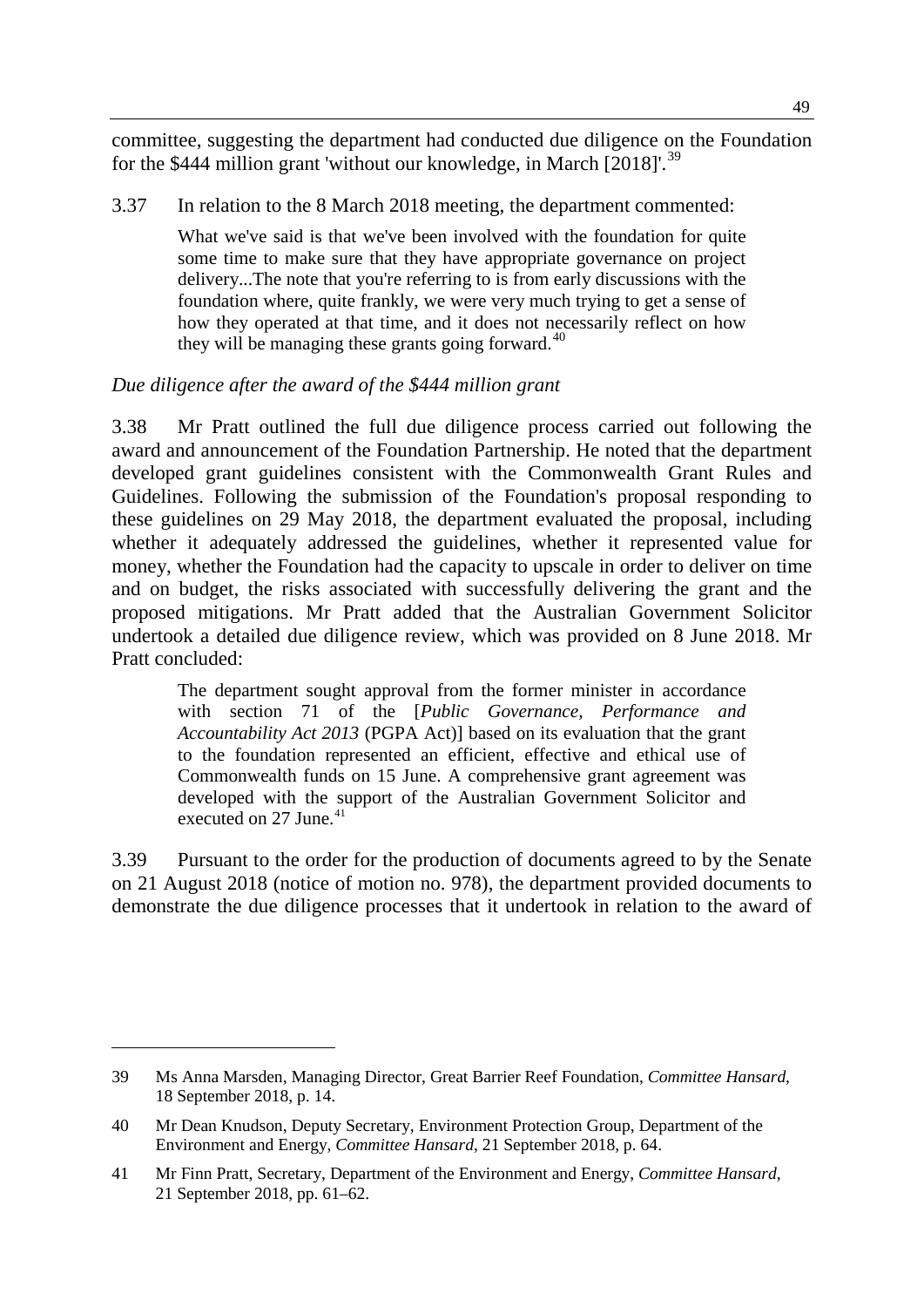committee, suggesting the department had conducted due diligence on the Foundation for the $444 million grant 'without our knowledge, in March [2018]'.[39]

3.37 In relation to the 8 March 2018 meeting, the department commented:

> What we've said is that we've been involved with the foundation for quite some time to make sure that they have appropriate governance on project delivery...The note that you're referring to is from early discussions with the foundation where, quite frankly, we were very much trying to get a sense of how they operated at that time, and it does not necessarily reflect on how they will be managing these grants going forward.[40]

*Due diligence after the award of the $444 million grant*

3.38 Mr Pratt outlined the full due diligence process carried out following the award and announcement of the Foundation Partnership. He noted that the department developed grant guidelines consistent with the Commonwealth Grant Rules and Guidelines. Following the submission of the Foundation's proposal responding to these guidelines on 29 May 2018, the department evaluated the proposal, including whether it adequately addressed the guidelines, whether it represented value for money, whether the Foundation had the capacity to upscale in order to deliver on time and on budget, the risks associated with successfully delivering the grant and the proposed mitigations. Mr Pratt added that the Australian Government Solicitor undertook a detailed due diligence review, which was provided on 8 June 2018. Mr Pratt concluded:

> The department sought approval from the former minister in accordance with section 71 of the [*Public Governance, Performance and Accountability Act 2013* (PGPA Act)] based on its evaluation that the grant to the foundation represented an efficient, effective and ethical use of Commonwealth funds on 15 June. A comprehensive grant agreement was developed with the support of the Australian Government Solicitor and executed on 27 June.[41]

3.39 Pursuant to the order for the production of documents agreed to by the Senate on 21 August 2018 (notice of motion no. 978), the department provided documents to demonstrate the due diligence processes that it undertook in relation to the award of

---

39 Ms Anna Marsden, Managing Director, Great Barrier Reef Foundation, *Committee Hansard*, 18 September 2018, p. 14.

40 Mr Dean Knudson, Deputy Secretary, Environment Protection Group, Department of the Environment and Energy, *Committee Hansard*, 21 September 2018, p. 64.

41 Mr Finn Pratt, Secretary, Department of the Environment and Energy, *Committee Hansard*, 21 September 2018, pp. 61–62.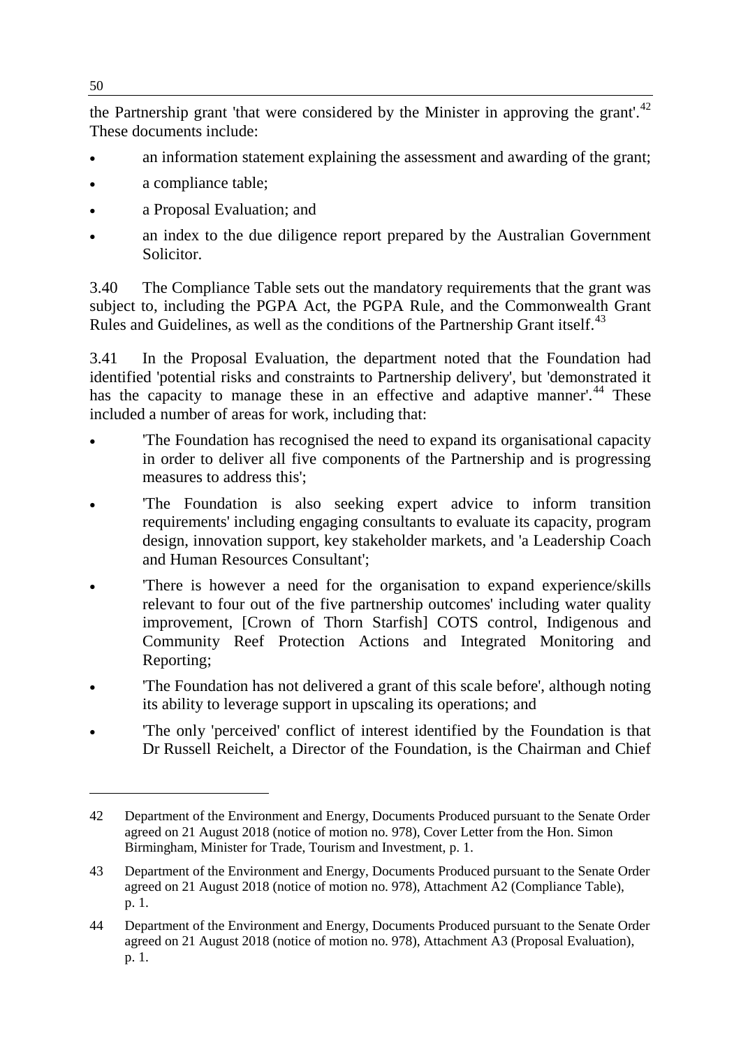the Partnership grant 'that were considered by the Minister in approving the grant'.[42] These documents include:

- an information statement explaining the assessment and awarding of the grant;
- a compliance table;
- a Proposal Evaluation; and
- an index to the due diligence report prepared by the Australian Government Solicitor.

3.40 The Compliance Table sets out the mandatory requirements that the grant was subject to, including the PGPA Act, the PGPA Rule, and the Commonwealth Grant Rules and Guidelines, as well as the conditions of the Partnership Grant itself.[43]

3.41 In the Proposal Evaluation, the department noted that the Foundation had identified 'potential risks and constraints to Partnership delivery', but 'demonstrated it has the capacity to manage these in an effective and adaptive manner'.[44] These included a number of areas for work, including that:

- 'The Foundation has recognised the need to expand its organisational capacity in order to deliver all five components of the Partnership and is progressing measures to address this';
- 'The Foundation is also seeking expert advice to inform transition requirements' including engaging consultants to evaluate its capacity, program design, innovation support, key stakeholder markets, and 'a Leadership Coach and Human Resources Consultant';
- 'There is however a need for the organisation to expand experience/skills relevant to four out of the five partnership outcomes' including water quality improvement, [Crown of Thorn Starfish] COTS control, Indigenous and Community Reef Protection Actions and Integrated Monitoring and Reporting;
- 'The Foundation has not delivered a grant of this scale before', although noting its ability to leverage support in upscaling its operations; and
- 'The only 'perceived' conflict of interest identified by the Foundation is that Dr Russell Reichelt, a Director of the Foundation, is the Chairman and Chief

---

42 Department of the Environment and Energy, Documents Produced pursuant to the Senate Order agreed on 21 August 2018 (notice of motion no. 978), Cover Letter from the Hon. Simon Birmingham, Minister for Trade, Tourism and Investment, p. 1.

43 Department of the Environment and Energy, Documents Produced pursuant to the Senate Order agreed on 21 August 2018 (notice of motion no. 978), Attachment A2 (Compliance Table), p. 1.

44 Department of the Environment and Energy, Documents Produced pursuant to the Senate Order agreed on 21 August 2018 (notice of motion no. 978), Attachment A3 (Proposal Evaluation), p. 1.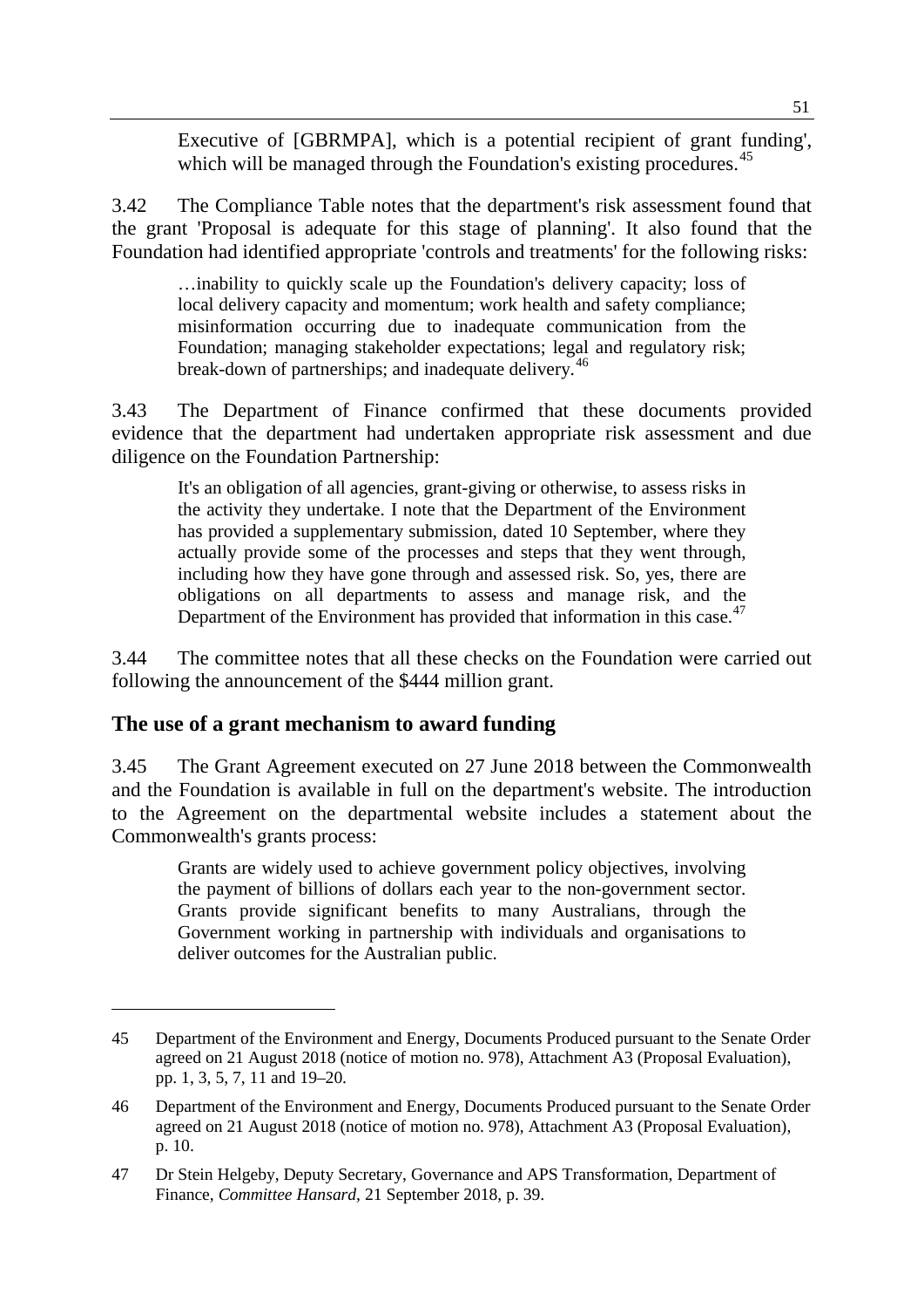Executive of [GBRMPA], which is a potential recipient of grant funding', which will be managed through the Foundation's existing procedures.[45]

3.42 The Compliance Table notes that the department's risk assessment found that the grant 'Proposal is adequate for this stage of planning'. It also found that the Foundation had identified appropriate 'controls and treatments' for the following risks:

> …inability to quickly scale up the Foundation's delivery capacity; loss of local delivery capacity and momentum; work health and safety compliance; misinformation occurring due to inadequate communication from the Foundation; managing stakeholder expectations; legal and regulatory risk; break-down of partnerships; and inadequate delivery.[46]

3.43 The Department of Finance confirmed that these documents provided evidence that the department had undertaken appropriate risk assessment and due diligence on the Foundation Partnership:

> It's an obligation of all agencies, grant-giving or otherwise, to assess risks in the activity they undertake. I note that the Department of the Environment has provided a supplementary submission, dated 10 September, where they actually provide some of the processes and steps that they went through, including how they have gone through and assessed risk. So, yes, there are obligations on all departments to assess and manage risk, and the Department of the Environment has provided that information in this case.[47]

3.44 The committee notes that all these checks on the Foundation were carried out following the announcement of the $444 million grant.

## The use of a grant mechanism to award funding

3.45 The Grant Agreement executed on 27 June 2018 between the Commonwealth and the Foundation is available in full on the department's website. The introduction to the Agreement on the departmental website includes a statement about the Commonwealth's grants process:

> Grants are widely used to achieve government policy objectives, involving the payment of billions of dollars each year to the non-government sector. Grants provide significant benefits to many Australians, through the Government working in partnership with individuals and organisations to deliver outcomes for the Australian public.

---

45 Department of the Environment and Energy, Documents Produced pursuant to the Senate Order agreed on 21 August 2018 (notice of motion no. 978), Attachment A3 (Proposal Evaluation), pp. 1, 3, 5, 7, 11 and 19–20.

46 Department of the Environment and Energy, Documents Produced pursuant to the Senate Order agreed on 21 August 2018 (notice of motion no. 978), Attachment A3 (Proposal Evaluation), p. 10.

47 Dr Stein Helgeby, Deputy Secretary, Governance and APS Transformation, Department of Finance, *Committee Hansard*, 21 September 2018, p. 39.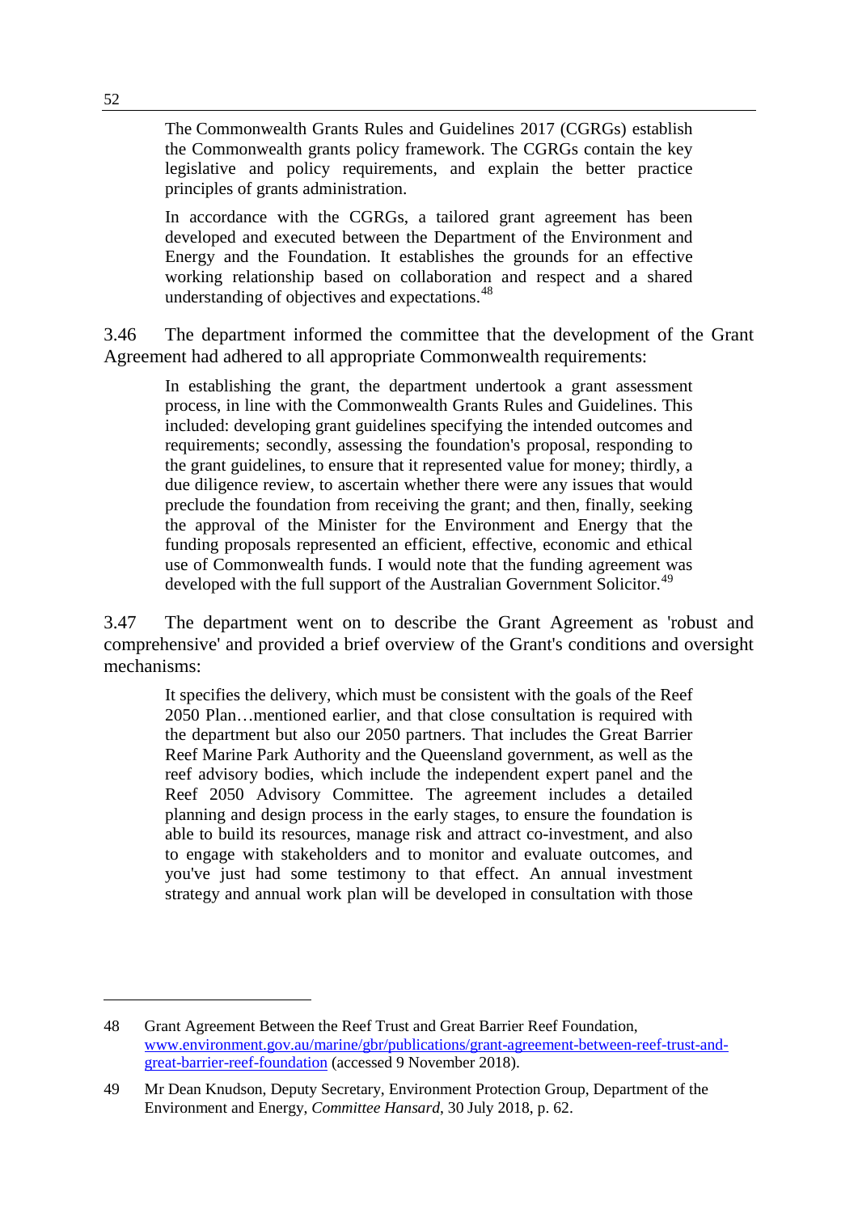> The Commonwealth Grants Rules and Guidelines 2017 (CGRGs) establish the Commonwealth grants policy framework. The CGRGs contain the key legislative and policy requirements, and explain the better practice principles of grants administration.
>
> In accordance with the CGRGs, a tailored grant agreement has been developed and executed between the Department of the Environment and Energy and the Foundation. It establishes the grounds for an effective working relationship based on collaboration and respect and a shared understanding of objectives and expectations.[48]

3.46 The department informed the committee that the development of the Grant Agreement had adhered to all appropriate Commonwealth requirements:

> In establishing the grant, the department undertook a grant assessment process, in line with the Commonwealth Grants Rules and Guidelines. This included: developing grant guidelines specifying the intended outcomes and requirements; secondly, assessing the foundation's proposal, responding to the grant guidelines, to ensure that it represented value for money; thirdly, a due diligence review, to ascertain whether there were any issues that would preclude the foundation from receiving the grant; and then, finally, seeking the approval of the Minister for the Environment and Energy that the funding proposals represented an efficient, effective, economic and ethical use of Commonwealth funds. I would note that the funding agreement was developed with the full support of the Australian Government Solicitor.[49]

3.47 The department went on to describe the Grant Agreement as 'robust and comprehensive' and provided a brief overview of the Grant's conditions and oversight mechanisms:

> It specifies the delivery, which must be consistent with the goals of the Reef 2050 Plan…mentioned earlier, and that close consultation is required with the department but also our 2050 partners. That includes the Great Barrier Reef Marine Park Authority and the Queensland government, as well as the reef advisory bodies, which include the independent expert panel and the Reef 2050 Advisory Committee. The agreement includes a detailed planning and design process in the early stages, to ensure the foundation is able to build its resources, manage risk and attract co-investment, and also to engage with stakeholders and to monitor and evaluate outcomes, and you've just had some testimony to that effect. An annual investment strategy and annual work plan will be developed in consultation with those

---

48 Grant Agreement Between the Reef Trust and Great Barrier Reef Foundation, [www.environment.gov.au/marine/gbr/publications/grant-agreement-between-reef-trust-and-great-barrier-reef-foundation](www.environment.gov.au/marine/gbr/publications/grant-agreement-between-reef-trust-and-great-barrier-reef-foundation) (accessed 9 November 2018).

49 Mr Dean Knudson, Deputy Secretary, Environment Protection Group, Department of the Environment and Energy, *Committee Hansard*, 30 July 2018, p. 62.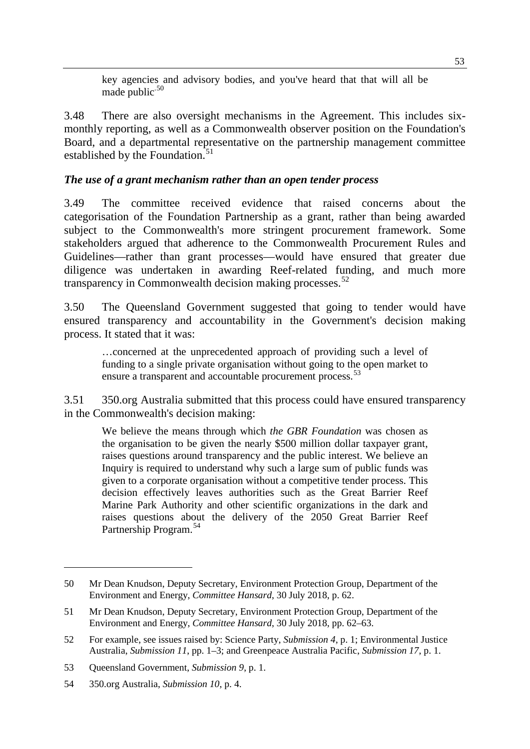> key agencies and advisory bodies, and you've heard that that will all be made public.[50]

3.48 There are also oversight mechanisms in the Agreement. This includes six-monthly reporting, as well as a Commonwealth observer position on the Foundation's Board, and a departmental representative on the partnership management committee established by the Foundation.[51]

### *The use of a grant mechanism rather than an open tender process*

3.49 The committee received evidence that raised concerns about the categorisation of the Foundation Partnership as a grant, rather than being awarded subject to the Commonwealth's more stringent procurement framework. Some stakeholders argued that adherence to the Commonwealth Procurement Rules and Guidelines—rather than grant processes—would have ensured that greater due diligence was undertaken in awarding Reef-related funding, and much more transparency in Commonwealth decision making processes.[52]

3.50 The Queensland Government suggested that going to tender would have ensured transparency and accountability in the Government's decision making process. It stated that it was:

> …concerned at the unprecedented approach of providing such a level of funding to a single private organisation without going to the open market to ensure a transparent and accountable procurement process.[53]

3.51 350.org Australia submitted that this process could have ensured transparency in the Commonwealth's decision making:

> We believe the means through which *the GBR Foundation* was chosen as the organisation to be given the nearly $500 million dollar taxpayer grant, raises questions around transparency and the public interest. We believe an Inquiry is required to understand why such a large sum of public funds was given to a corporate organisation without a competitive tender process. This decision effectively leaves authorities such as the Great Barrier Reef Marine Park Authority and other scientific organizations in the dark and raises questions about the delivery of the 2050 Great Barrier Reef Partnership Program.[54]

---

50 Mr Dean Knudson, Deputy Secretary, Environment Protection Group, Department of the Environment and Energy, *Committee Hansard*, 30 July 2018, p. 62.

51 Mr Dean Knudson, Deputy Secretary, Environment Protection Group, Department of the Environment and Energy, *Committee Hansard*, 30 July 2018, pp. 62–63.

52 For example, see issues raised by: Science Party, *Submission 4*, p. 1; Environmental Justice Australia, *Submission 11*, pp. 1–3; and Greenpeace Australia Pacific, *Submission 17*, p. 1.

53 Queensland Government, *Submission 9*, p. 1.

54 350.org Australia, *Submission 10*, p. 4.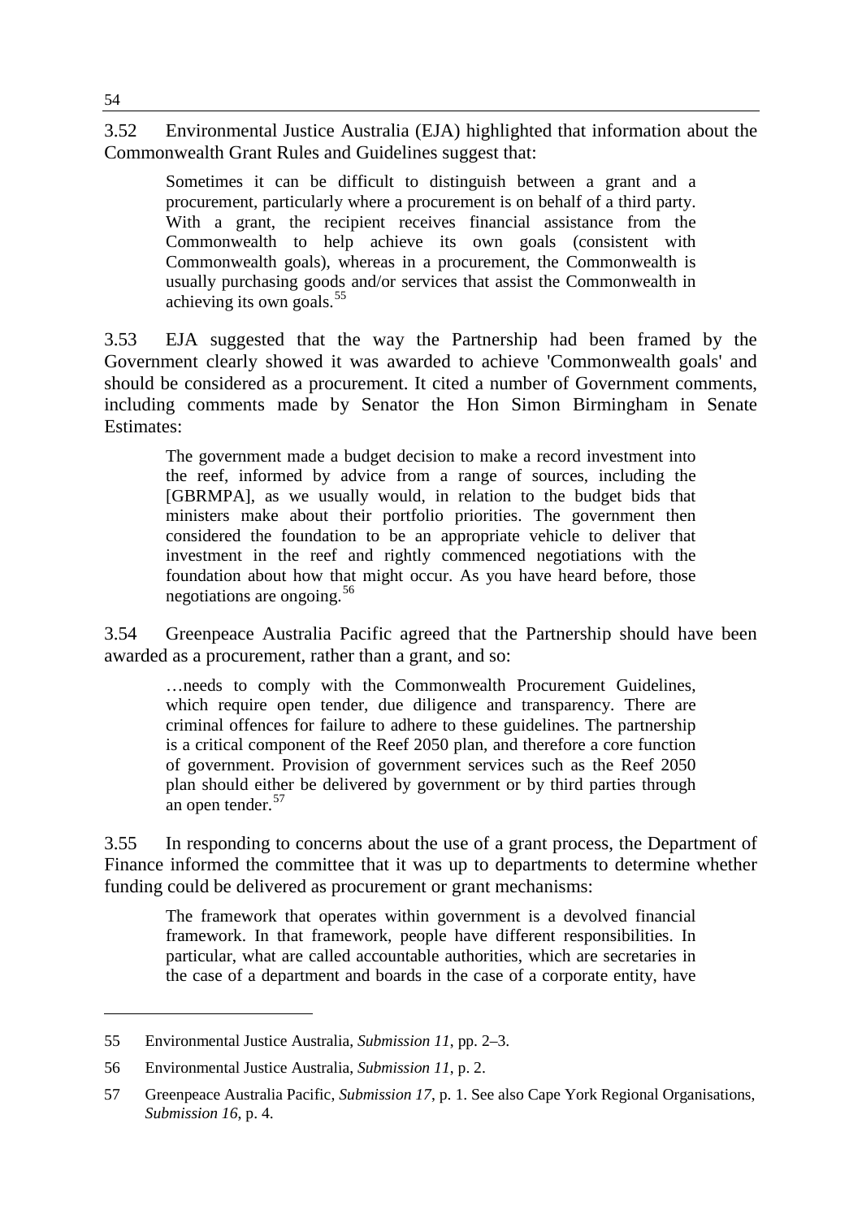3.52 Environmental Justice Australia (EJA) highlighted that information about the Commonwealth Grant Rules and Guidelines suggest that:

> Sometimes it can be difficult to distinguish between a grant and a procurement, particularly where a procurement is on behalf of a third party. With a grant, the recipient receives financial assistance from the Commonwealth to help achieve its own goals (consistent with Commonwealth goals), whereas in a procurement, the Commonwealth is usually purchasing goods and/or services that assist the Commonwealth in achieving its own goals.[55]

3.53 EJA suggested that the way the Partnership had been framed by the Government clearly showed it was awarded to achieve 'Commonwealth goals' and should be considered as a procurement. It cited a number of Government comments, including comments made by Senator the Hon Simon Birmingham in Senate Estimates:

> The government made a budget decision to make a record investment into the reef, informed by advice from a range of sources, including the [GBRMPA], as we usually would, in relation to the budget bids that ministers make about their portfolio priorities. The government then considered the foundation to be an appropriate vehicle to deliver that investment in the reef and rightly commenced negotiations with the foundation about how that might occur. As you have heard before, those negotiations are ongoing.[56]

3.54 Greenpeace Australia Pacific agreed that the Partnership should have been awarded as a procurement, rather than a grant, and so:

> …needs to comply with the Commonwealth Procurement Guidelines, which require open tender, due diligence and transparency. There are criminal offences for failure to adhere to these guidelines. The partnership is a critical component of the Reef 2050 plan, and therefore a core function of government. Provision of government services such as the Reef 2050 plan should either be delivered by government or by third parties through an open tender.[57]

3.55 In responding to concerns about the use of a grant process, the Department of Finance informed the committee that it was up to departments to determine whether funding could be delivered as procurement or grant mechanisms:

> The framework that operates within government is a devolved financial framework. In that framework, people have different responsibilities. In particular, what are called accountable authorities, which are secretaries in the case of a department and boards in the case of a corporate entity, have

---

55 Environmental Justice Australia, *Submission 11*, pp. 2–3.

56 Environmental Justice Australia, *Submission 11*, p. 2.

57 Greenpeace Australia Pacific, *Submission 17*, p. 1. See also Cape York Regional Organisations, *Submission 16*, p. 4.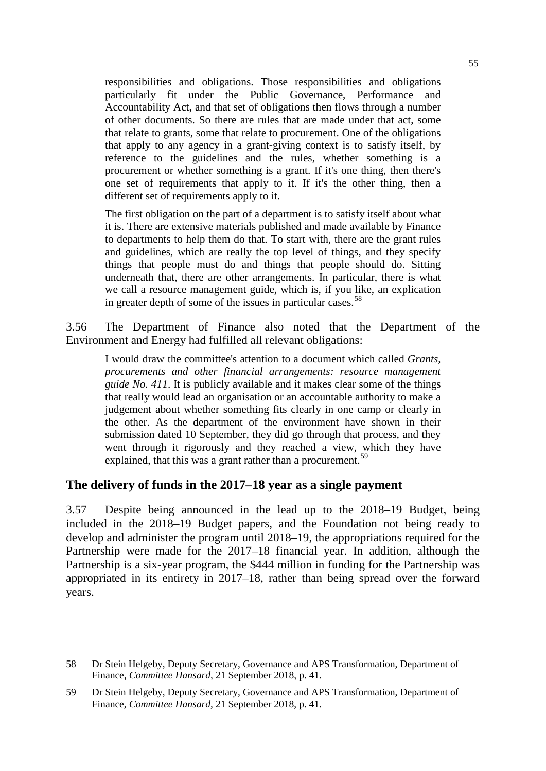> responsibilities and obligations. Those responsibilities and obligations particularly fit under the Public Governance, Performance and Accountability Act, and that set of obligations then flows through a number of other documents. So there are rules that are made under that act, some that relate to grants, some that relate to procurement. One of the obligations that apply to any agency in a grant-giving context is to satisfy itself, by reference to the guidelines and the rules, whether something is a procurement or whether something is a grant. If it's one thing, then there's one set of requirements that apply to it. If it's the other thing, then a different set of requirements apply to it.
>
> The first obligation on the part of a department is to satisfy itself about what it is. There are extensive materials published and made available by Finance to departments to help them do that. To start with, there are the grant rules and guidelines, which are really the top level of things, and they specify things that people must do and things that people should do. Sitting underneath that, there are other arrangements. In particular, there is what we call a resource management guide, which is, if you like, an explication in greater depth of some of the issues in particular cases.[58]

3.56 The Department of Finance also noted that the Department of the Environment and Energy had fulfilled all relevant obligations:

> I would draw the committee's attention to a document which called *Grants, procurements and other financial arrangements: resource management guide No. 411*. It is publicly available and it makes clear some of the things that really would lead an organisation or an accountable authority to make a judgement about whether something fits clearly in one camp or clearly in the other. As the department of the environment have shown in their submission dated 10 September, they did go through that process, and they went through it rigorously and they reached a view, which they have explained, that this was a grant rather than a procurement.[59]

## The delivery of funds in the 2017–18 year as a single payment

3.57 Despite being announced in the lead up to the 2018–19 Budget, being included in the 2018–19 Budget papers, and the Foundation not being ready to develop and administer the program until 2018–19, the appropriations required for the Partnership were made for the 2017–18 financial year. In addition, although the Partnership is a six-year program, the $444 million in funding for the Partnership was appropriated in its entirety in 2017–18, rather than being spread over the forward years.

---

58 Dr Stein Helgeby, Deputy Secretary, Governance and APS Transformation, Department of Finance, *Committee Hansard*, 21 September 2018, p. 41.

59 Dr Stein Helgeby, Deputy Secretary, Governance and APS Transformation, Department of Finance, *Committee Hansard*, 21 September 2018, p. 41.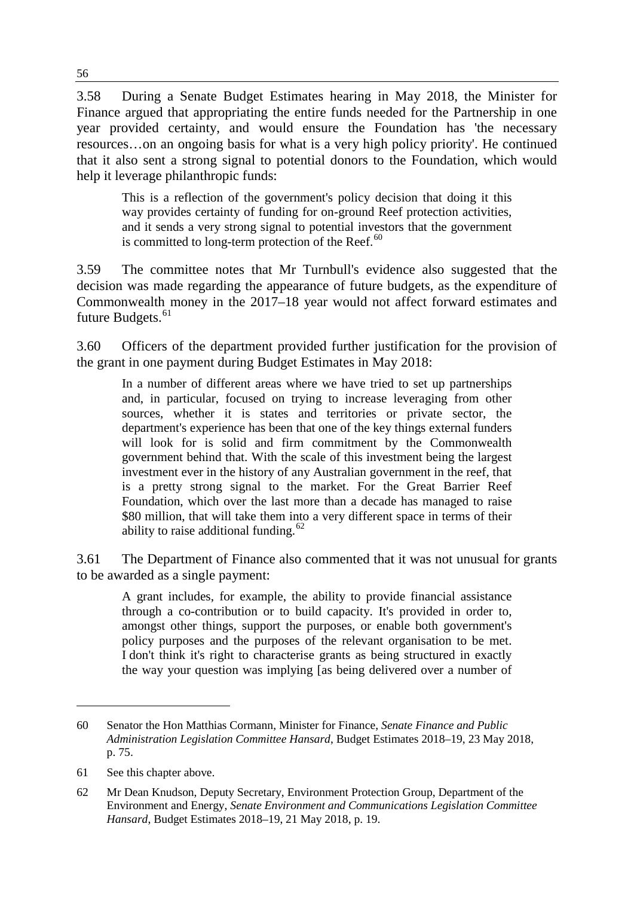3.58 During a Senate Budget Estimates hearing in May 2018, the Minister for Finance argued that appropriating the entire funds needed for the Partnership in one year provided certainty, and would ensure the Foundation has 'the necessary resources…on an ongoing basis for what is a very high policy priority'. He continued that it also sent a strong signal to potential donors to the Foundation, which would help it leverage philanthropic funds:

> This is a reflection of the government's policy decision that doing it this way provides certainty of funding for on-ground Reef protection activities, and it sends a very strong signal to potential investors that the government is committed to long-term protection of the Reef.[60]

3.59 The committee notes that Mr Turnbull's evidence also suggested that the decision was made regarding the appearance of future budgets, as the expenditure of Commonwealth money in the 2017–18 year would not affect forward estimates and future Budgets.[61]

3.60 Officers of the department provided further justification for the provision of the grant in one payment during Budget Estimates in May 2018:

> In a number of different areas where we have tried to set up partnerships and, in particular, focused on trying to increase leveraging from other sources, whether it is states and territories or private sector, the department's experience has been that one of the key things external funders will look for is solid and firm commitment by the Commonwealth government behind that. With the scale of this investment being the largest investment ever in the history of any Australian government in the reef, that is a pretty strong signal to the market. For the Great Barrier Reef Foundation, which over the last more than a decade has managed to raise \$80 million, that will take them into a very different space in terms of their ability to raise additional funding.[62]

3.61 The Department of Finance also commented that it was not unusual for grants to be awarded as a single payment:

> A grant includes, for example, the ability to provide financial assistance through a co-contribution or to build capacity. It's provided in order to, amongst other things, support the purposes, or enable both government's policy purposes and the purposes of the relevant organisation to be met. I don't think it's right to characterise grants as being structured in exactly the way your question was implying [as being delivered over a number of

---

60 Senator the Hon Matthias Cormann, Minister for Finance, *Senate Finance and Public Administration Legislation Committee Hansard*, Budget Estimates 2018–19, 23 May 2018, p. 75.

61 See this chapter above.

62 Mr Dean Knudson, Deputy Secretary, Environment Protection Group, Department of the Environment and Energy, *Senate Environment and Communications Legislation Committee Hansard*, Budget Estimates 2018–19, 21 May 2018, p. 19.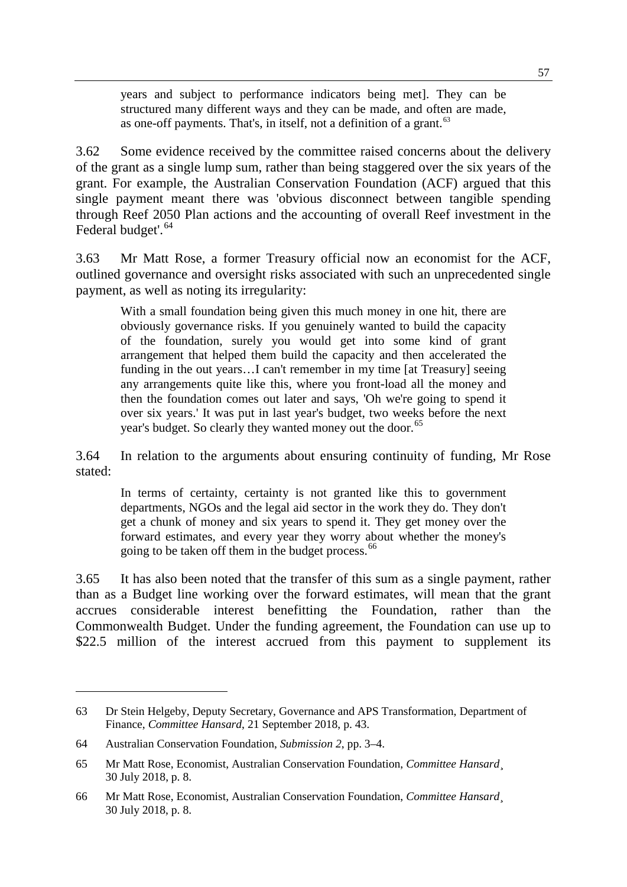> years and subject to performance indicators being met]. They can be structured many different ways and they can be made, and often are made, as one-off payments. That's, in itself, not a definition of a grant.[63]

3.62 Some evidence received by the committee raised concerns about the delivery of the grant as a single lump sum, rather than being staggered over the six years of the grant. For example, the Australian Conservation Foundation (ACF) argued that this single payment meant there was 'obvious disconnect between tangible spending through Reef 2050 Plan actions and the accounting of overall Reef investment in the Federal budget'.[64]

3.63 Mr Matt Rose, a former Treasury official now an economist for the ACF, outlined governance and oversight risks associated with such an unprecedented single payment, as well as noting its irregularity:

> With a small foundation being given this much money in one hit, there are obviously governance risks. If you genuinely wanted to build the capacity of the foundation, surely you would get into some kind of grant arrangement that helped them build the capacity and then accelerated the funding in the out years…I can't remember in my time [at Treasury] seeing any arrangements quite like this, where you front-load all the money and then the foundation comes out later and says, 'Oh we're going to spend it over six years.' It was put in last year's budget, two weeks before the next year's budget. So clearly they wanted money out the door.[65]

3.64 In relation to the arguments about ensuring continuity of funding, Mr Rose stated:

> In terms of certainty, certainty is not granted like this to government departments, NGOs and the legal aid sector in the work they do. They don't get a chunk of money and six years to spend it. They get money over the forward estimates, and every year they worry about whether the money's going to be taken off them in the budget process.[66]

3.65 It has also been noted that the transfer of this sum as a single payment, rather than as a Budget line working over the forward estimates, will mean that the grant accrues considerable interest benefitting the Foundation, rather than the Commonwealth Budget. Under the funding agreement, the Foundation can use up to $22.5 million of the interest accrued from this payment to supplement its

---

63 Dr Stein Helgeby, Deputy Secretary, Governance and APS Transformation, Department of Finance, *Committee Hansard*, 21 September 2018, p. 43.

64 Australian Conservation Foundation, *Submission 2*, pp. 3–4.

65 Mr Matt Rose, Economist, Australian Conservation Foundation, *Committee Hansard*¸ 30 July 2018, p. 8.

66 Mr Matt Rose, Economist, Australian Conservation Foundation, *Committee Hansard*¸ 30 July 2018, p. 8.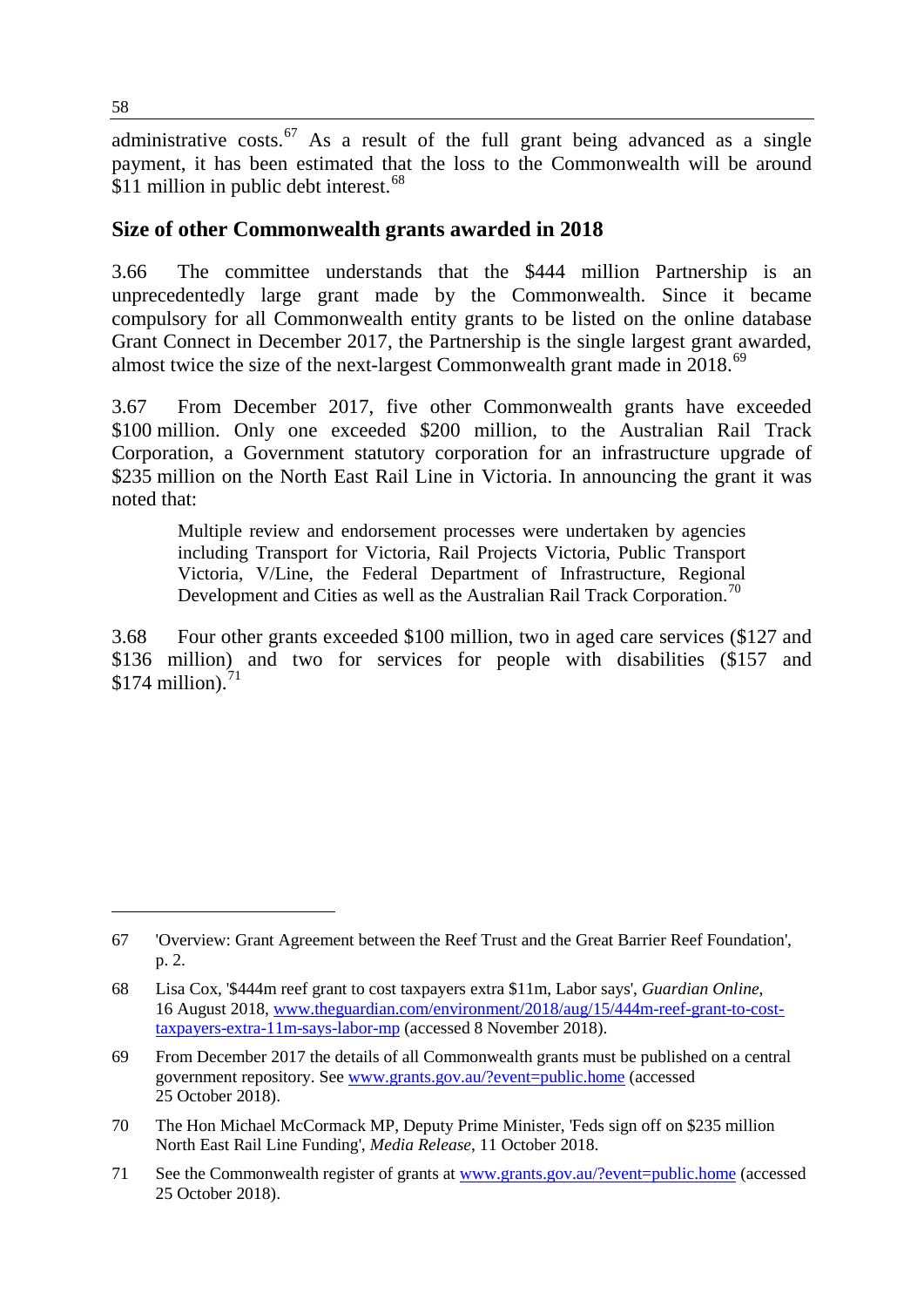administrative costs.[67] As a result of the full grant being advanced as a single payment, it has been estimated that the loss to the Commonwealth will be around $11 million in public debt interest.[68]

## Size of other Commonwealth grants awarded in 2018

3.66 The committee understands that the $444 million Partnership is an unprecedentedly large grant made by the Commonwealth. Since it became compulsory for all Commonwealth entity grants to be listed on the online database Grant Connect in December 2017, the Partnership is the single largest grant awarded, almost twice the size of the next-largest Commonwealth grant made in 2018.[69]

3.67 From December 2017, five other Commonwealth grants have exceeded $100 million. Only one exceeded $200 million, to the Australian Rail Track Corporation, a Government statutory corporation for an infrastructure upgrade of $235 million on the North East Rail Line in Victoria. In announcing the grant it was noted that:

> Multiple review and endorsement processes were undertaken by agencies including Transport for Victoria, Rail Projects Victoria, Public Transport Victoria, V/Line, the Federal Department of Infrastructure, Regional Development and Cities as well as the Australian Rail Track Corporation.[70]

3.68 Four other grants exceeded $100 million, two in aged care services ($127 and $136 million) and two for services for people with disabilities ($157 and $174 million).[71]

---

67 'Overview: Grant Agreement between the Reef Trust and the Great Barrier Reef Foundation', p. 2.

68 Lisa Cox, '$444m reef grant to cost taxpayers extra $11m, Labor says', *Guardian Online*, 16 August 2018, www.theguardian.com/environment/2018/aug/15/444m-reef-grant-to-cost-taxpayers-extra-11m-says-labor-mp (accessed 8 November 2018).

69 From December 2017 the details of all Commonwealth grants must be published on a central government repository. See www.grants.gov.au/?event=public.home (accessed 25 October 2018).

70 The Hon Michael McCormack MP, Deputy Prime Minister, 'Feds sign off on $235 million North East Rail Line Funding', *Media Release*, 11 October 2018.

71 See the Commonwealth register of grants at www.grants.gov.au/?event=public.home (accessed 25 October 2018).